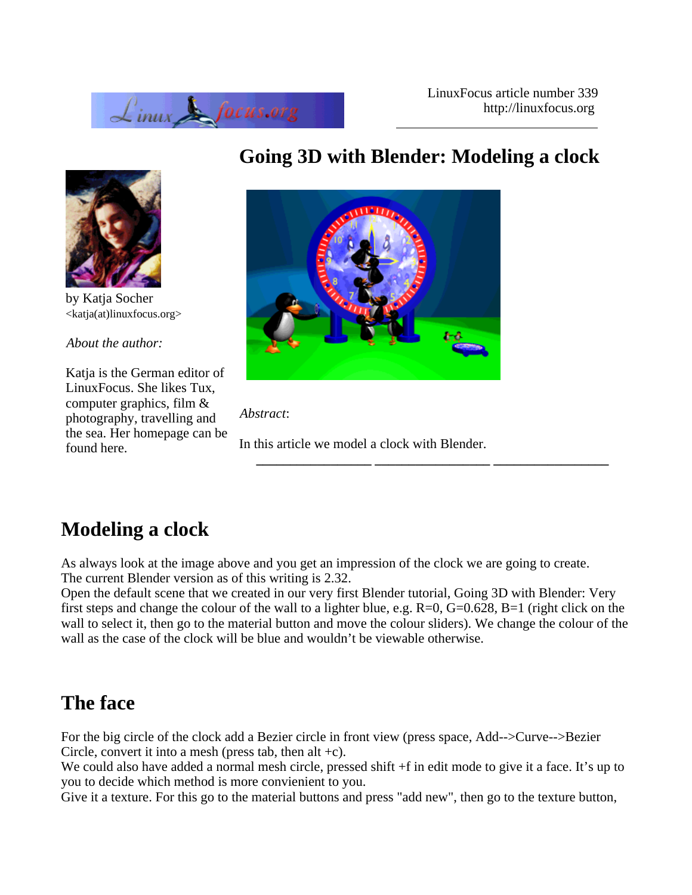LinuxFocus article number 339
http://linuxfocus.org

# Going 3D with Blender: Modeling a clock

by Katja Socher
<katja(at)linuxfocus.org>

*About the author:*

Katja is the German editor of LinuxFocus. She likes Tux, computer graphics, film & photography, travelling and the sea. Her homepage can be found here.

*Abstract*:

In this article we model a clock with Blender.

## Modeling a clock

As always look at the image above and you get an impression of the clock we are going to create.
The current Blender version as of this writing is 2.32.
Open the default scene that we created in our very first Blender tutorial, Going 3D with Blender: Very first steps and change the colour of the wall to a lighter blue, e.g. R=0, G=0.628, B=1 (right click on the wall to select it, then go to the material button and move the colour sliders). We change the colour of the wall as the case of the clock will be blue and wouldn't be viewable otherwise.

## The face

For the big circle of the clock add a Bezier circle in front view (press space, Add-->Curve-->Bezier Circle, convert it into a mesh (press tab, then alt +c).
We could also have added a normal mesh circle, pressed shift +f in edit mode to give it a face. It's up to you to decide which method is more convienient to you.
Give it a texture. For this go to the material buttons and press "add new", then go to the texture button,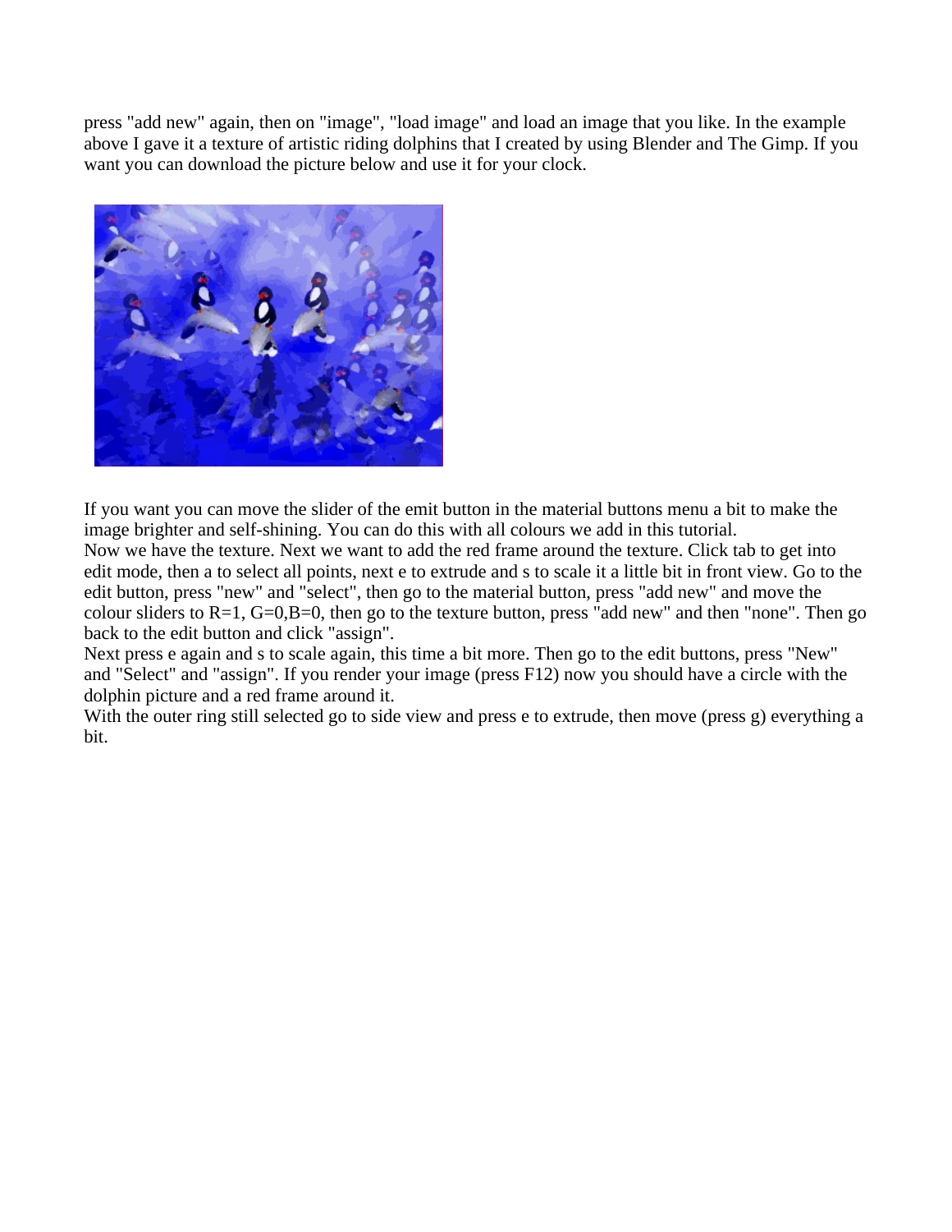press "add new" again, then on "image", "load image" and load an image that you like. In the example above I gave it a texture of artistic riding dolphins that I created by using Blender and The Gimp. If you want you can download the picture below and use it for your clock.

If you want you can move the slider of the emit button in the material buttons menu a bit to make the image brighter and self-shining. You can do this with all colours we add in this tutorial.
Now we have the texture. Next we want to add the red frame around the texture. Click tab to get into edit mode, then a to select all points, next e to extrude and s to scale it a little bit in front view. Go to the edit button, press "new" and "select", then go to the material button, press "add new" and move the colour sliders to R=1, G=0,B=0, then go to the texture button, press "add new" and then "none". Then go back to the edit button and click "assign".
Next press e again and s to scale again, this time a bit more. Then go to the edit buttons, press "New" and "Select" and "assign". If you render your image (press F12) now you should have a circle with the dolphin picture and a red frame around it.
With the outer ring still selected go to side view and press e to extrude, then move (press g) everything a bit.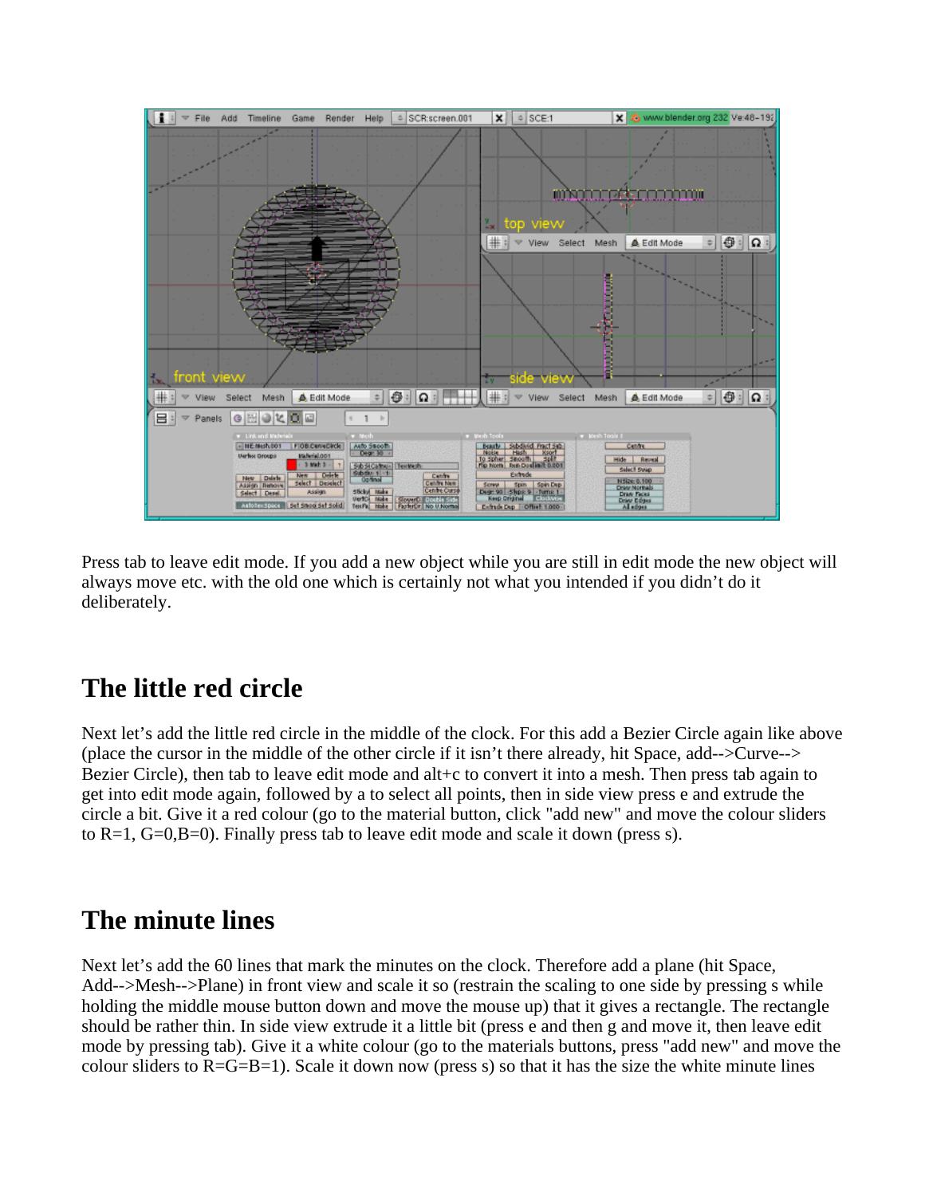Press tab to leave edit mode. If you add a new object while you are still in edit mode the new object will always move etc. with the old one which is certainly not what you intended if you didn't do it deliberately.

## The little red circle

Next let's add the little red circle in the middle of the clock. For this add a Bezier Circle again like above (place the cursor in the middle of the other circle if it isn't there already, hit Space, add-->Curve--> Bezier Circle), then tab to leave edit mode and alt+c to convert it into a mesh. Then press tab again to get into edit mode again, followed by a to select all points, then in side view press e and extrude the circle a bit. Give it a red colour (go to the material button, click "add new" and move the colour sliders to R=1, G=0,B=0). Finally press tab to leave edit mode and scale it down (press s).

## The minute lines

Next let's add the 60 lines that mark the minutes on the clock. Therefore add a plane (hit Space, Add-->Mesh-->Plane) in front view and scale it so (restrain the scaling to one side by pressing s while holding the middle mouse button down and move the mouse up) that it gives a rectangle. The rectangle should be rather thin. In side view extrude it a little bit (press e and then g and move it, then leave edit mode by pressing tab). Give it a white colour (go to the materials buttons, press "add new" and move the colour sliders to R=G=B=1). Scale it down now (press s) so that it has the size the white minute lines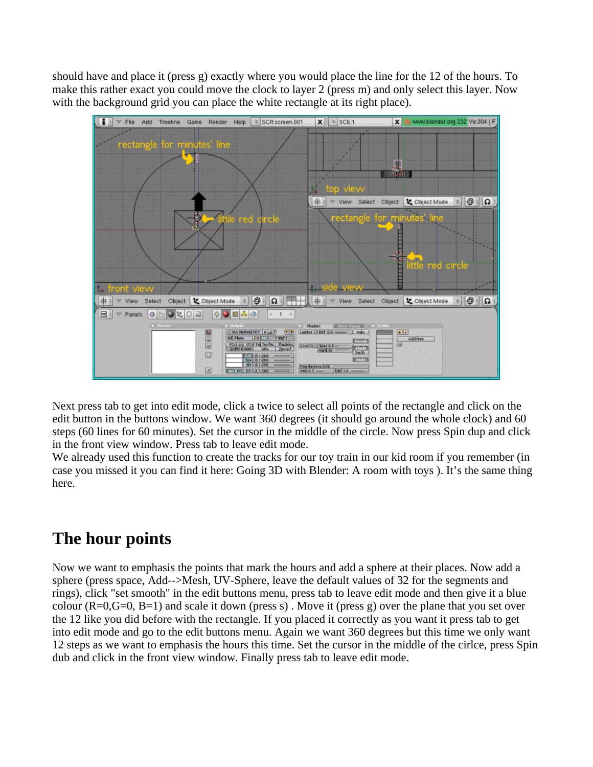should have and place it (press g) exactly where you would place the line for the 12 of the hours. To make this rather exact you could move the clock to layer 2 (press m) and only select this layer. Now with the background grid you can place the white rectangle at its right place).

Next press tab to get into edit mode, click a twice to select all points of the rectangle and click on the edit button in the buttons window. We want 360 degrees (it should go around the whole clock) and 60 steps (60 lines for 60 minutes). Set the cursor in the middle of the circle. Now press Spin dup and click in the front view window. Press tab to leave edit mode.
We already used this function to create the tracks for our toy train in our kid room if you remember (in case you missed it you can find it here: Going 3D with Blender: A room with toys ). It's the same thing here.

## The hour points

Now we want to emphasis the points that mark the hours and add a sphere at their places. Now add a sphere (press space, Add-->Mesh, UV-Sphere, leave the default values of 32 for the segments and rings), click "set smooth" in the edit buttons menu, press tab to leave edit mode and then give it a blue colour (R=0,G=0, B=1) and scale it down (press s) . Move it (press g) over the plane that you set over the 12 like you did before with the rectangle. If you placed it correctly as you want it press tab to get into edit mode and go to the edit buttons menu. Again we want 360 degrees but this time we only want 12 steps as we want to emphasis the hours this time. Set the cursor in the middle of the cirlce, press Spin dub and click in the front view window. Finally press tab to leave edit mode.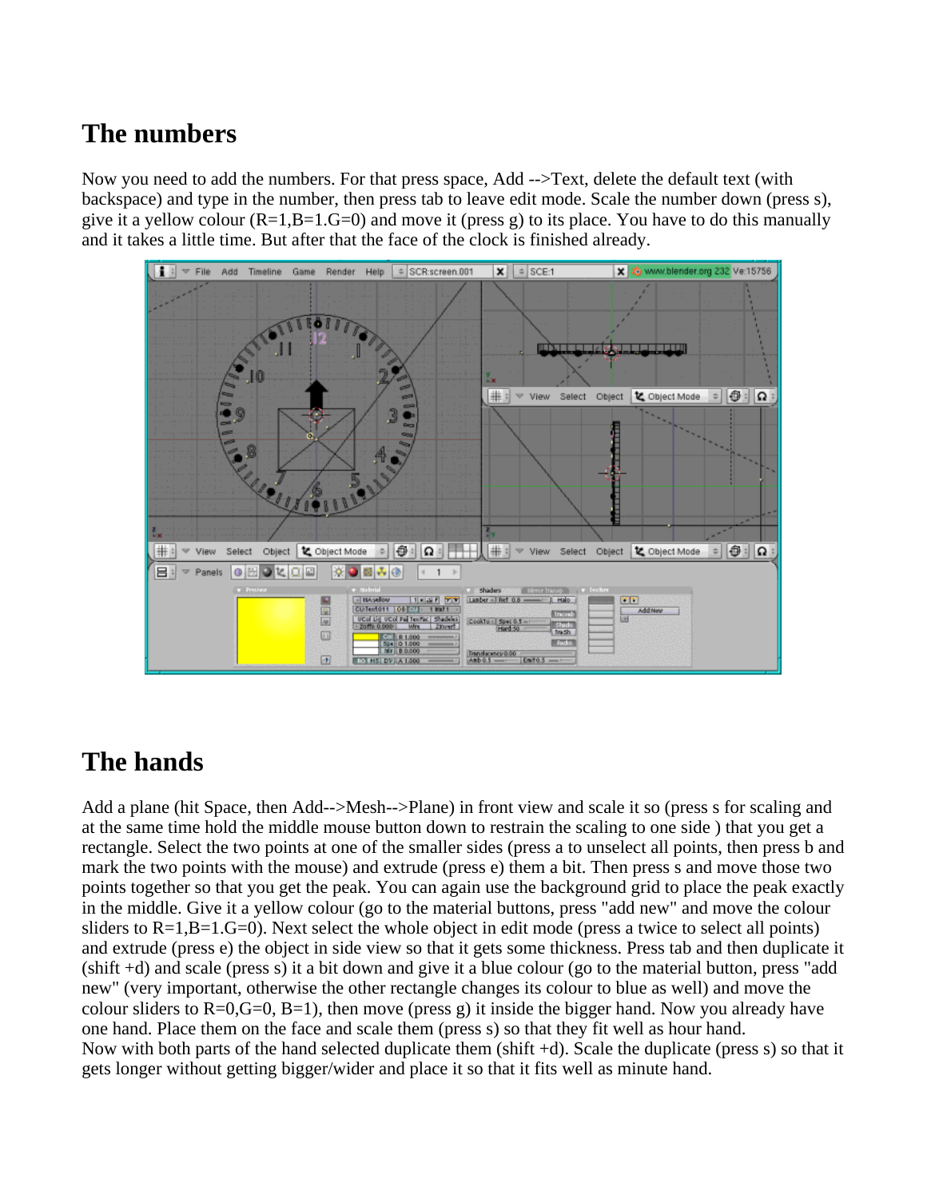## The numbers

Now you need to add the numbers. For that press space, Add -->Text, delete the default text (with backspace) and type in the number, then press tab to leave edit mode. Scale the number down (press s), give it a yellow colour (R=1,B=1.G=0) and move it (press g) to its place. You have to do this manually and it takes a little time. But after that the face of the clock is finished already.

## The hands

Add a plane (hit Space, then Add-->Mesh-->Plane) in front view and scale it so (press s for scaling and at the same time hold the middle mouse button down to restrain the scaling to one side ) that you get a rectangle. Select the two points at one of the smaller sides (press a to unselect all points, then press b and mark the two points with the mouse) and extrude (press e) them a bit. Then press s and move those two points together so that you get the peak. You can again use the background grid to place the peak exactly in the middle. Give it a yellow colour (go to the material buttons, press "add new" and move the colour sliders to R=1,B=1.G=0). Next select the whole object in edit mode (press a twice to select all points) and extrude (press e) the object in side view so that it gets some thickness. Press tab and then duplicate it (shift +d) and scale (press s) it a bit down and give it a blue colour (go to the material button, press "add new" (very important, otherwise the other rectangle changes its colour to blue as well) and move the colour sliders to R=0,G=0, B=1), then move (press g) it inside the bigger hand. Now you already have one hand. Place them on the face and scale them (press s) so that they fit well as hour hand.
Now with both parts of the hand selected duplicate them (shift +d). Scale the duplicate (press s) so that it gets longer without getting bigger/wider and place it so that it fits well as minute hand.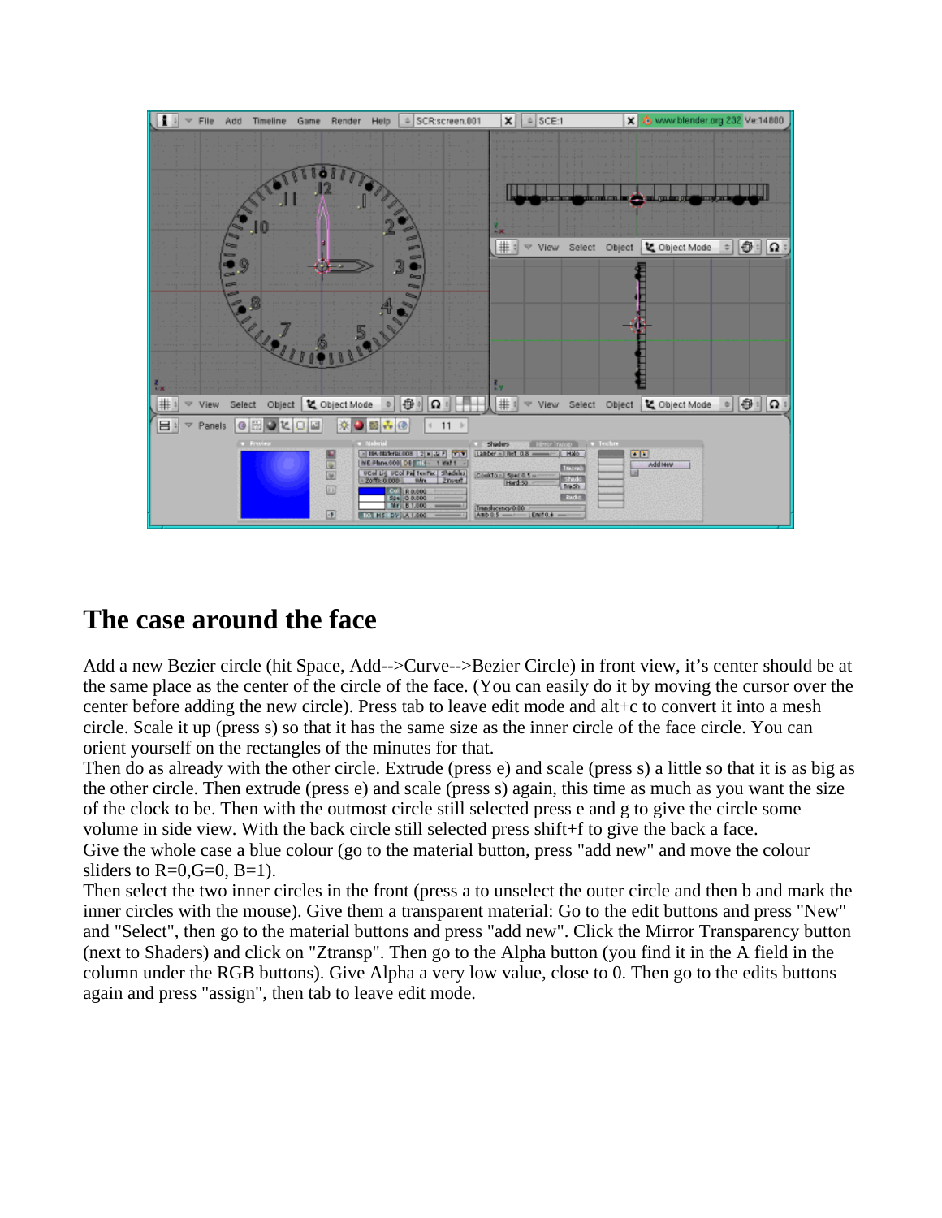## The case around the face

Add a new Bezier circle (hit Space, Add-->Curve-->Bezier Circle) in front view, it's center should be at the same place as the center of the circle of the face. (You can easily do it by moving the cursor over the center before adding the new circle). Press tab to leave edit mode and alt+c to convert it into a mesh circle. Scale it up (press s) so that it has the same size as the inner circle of the face circle. You can orient yourself on the rectangles of the minutes for that.
Then do as already with the other circle. Extrude (press e) and scale (press s) a little so that it is as big as the other circle. Then extrude (press e) and scale (press s) again, this time as much as you want the size of the clock to be. Then with the outmost circle still selected press e and g to give the circle some volume in side view. With the back circle still selected press shift+f to give the back a face.
Give the whole case a blue colour (go to the material button, press "add new" and move the colour sliders to R=0,G=0, B=1).
Then select the two inner circles in the front (press a to unselect the outer circle and then b and mark the inner circles with the mouse). Give them a transparent material: Go to the edit buttons and press "New" and "Select", then go to the material buttons and press "add new". Click the Mirror Transparency button (next to Shaders) and click on "Ztransp". Then go to the Alpha button (you find it in the A field in the column under the RGB buttons). Give Alpha a very low value, close to 0. Then go to the edits buttons again and press "assign", then tab to leave edit mode.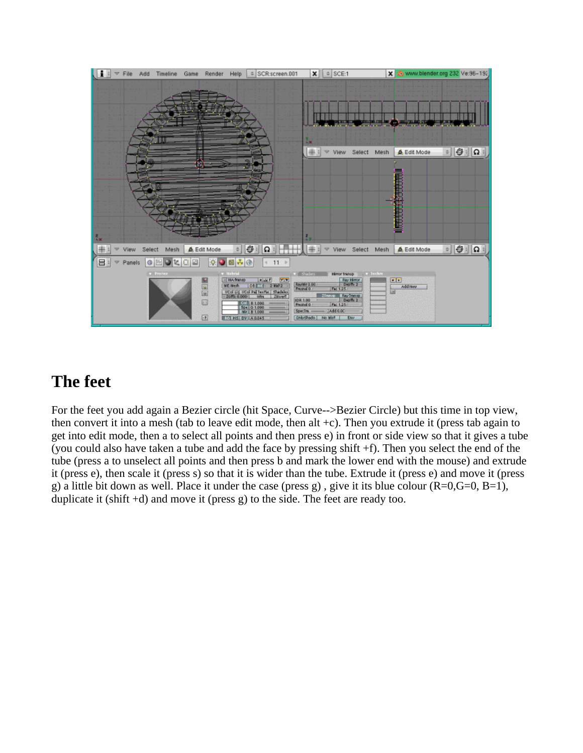## The feet

For the feet you add again a Bezier circle (hit Space, Curve-->Bezier Circle) but this time in top view, then convert it into a mesh (tab to leave edit mode, then alt +c). Then you extrude it (press tab again to get into edit mode, then a to select all points and then press e) in front or side view so that it gives a tube (you could also have taken a tube and add the face by pressing shift +f). Then you select the end of the tube (press a to unselect all points and then press b and mark the lower end with the mouse) and extrude it (press e), then scale it (press s) so that it is wider than the tube. Extrude it (press e) and move it (press g) a little bit down as well. Place it under the case (press g) , give it its blue colour (R=0,G=0, B=1), duplicate it (shift +d) and move it (press g) to the side. The feet are ready too.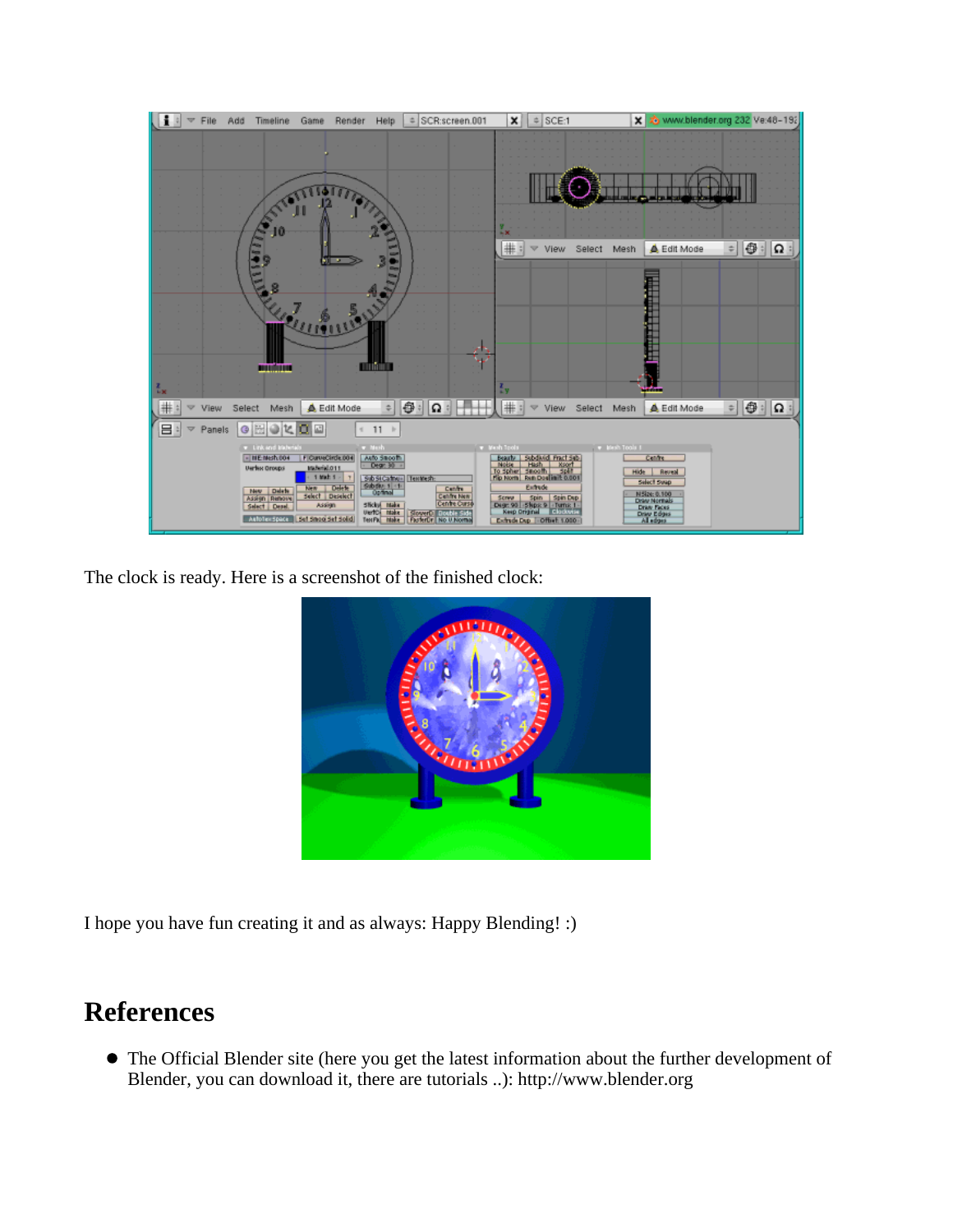The clock is ready. Here is a screenshot of the finished clock:

I hope you have fun creating it and as always: Happy Blending! :)

## References

- The Official Blender site (here you get the latest information about the further development of Blender, you can download it, there are tutorials ..): http://www.blender.org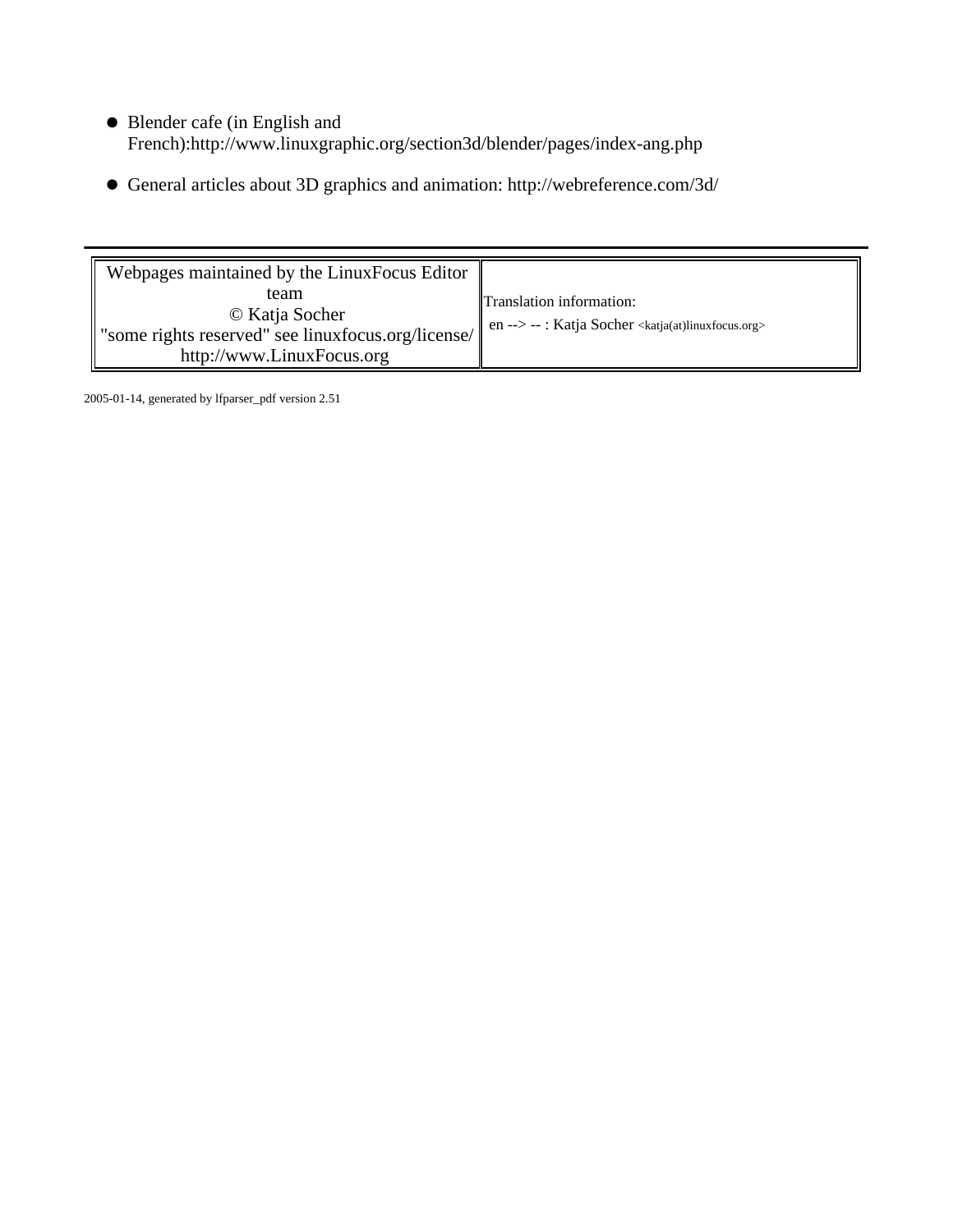- Blender cafe (in English and French):http://www.linuxgraphic.org/section3d/blender/pages/index-ang.php
- General articles about 3D graphics and animation: http://webreference.com/3d/

---

| | |
|---|---|
| Webpages maintained by the LinuxFocus Editor team<br>© Katja Socher<br>"some rights reserved" see linuxfocus.org/license/<br>http://www.LinuxFocus.org | Translation information:<br>en --> -- : Katja Socher <katja(at)linuxfocus.org> |

2005-01-14, generated by lfparser_pdf version 2.51